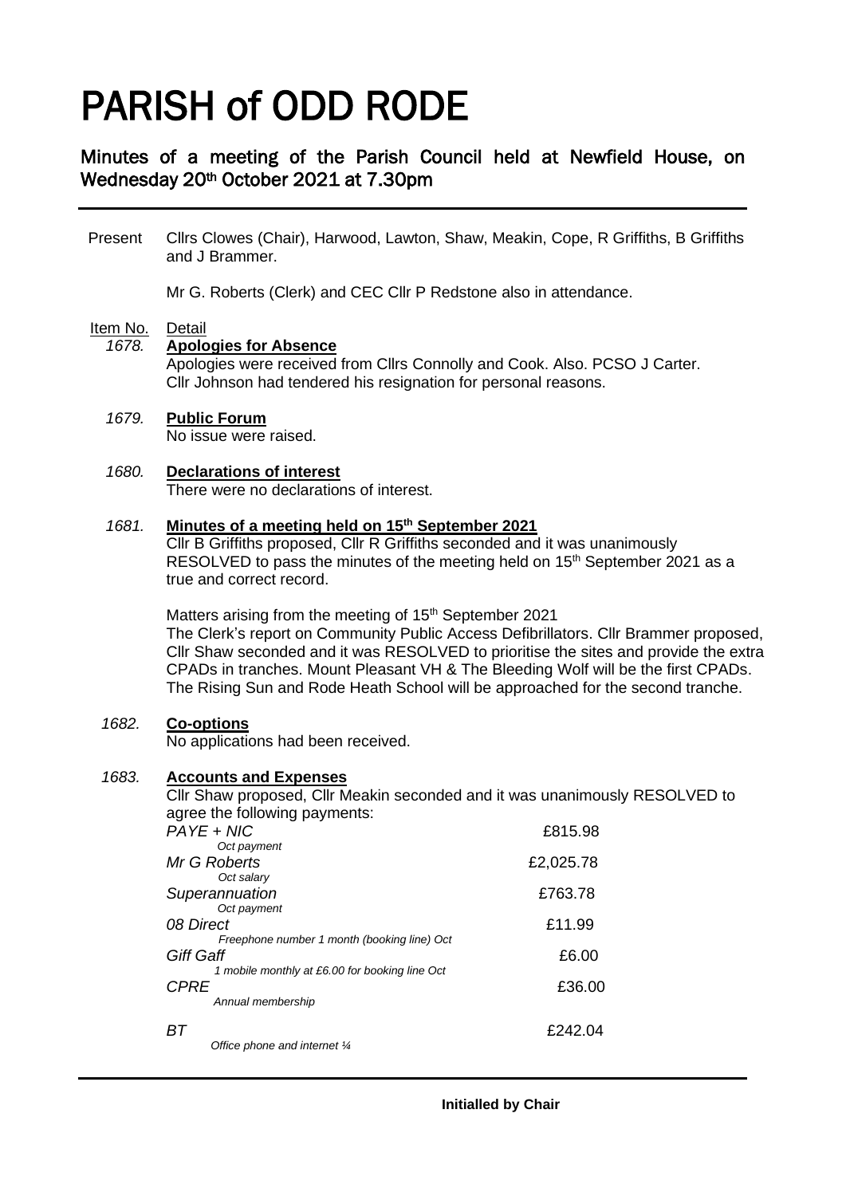# PARISH of ODD RODE

## Minutes of a meeting of the Parish Council held at Newfield House, on Wednesday 20th October 2021 at 7.30pm

Present Cllrs Clowes (Chair), Harwood, Lawton, Shaw, Meakin, Cope, R Griffiths, B Griffiths and J Brammer.

Mr G. Roberts (Clerk) and CEC Cllr P Redstone also in attendance.

Item No. Detail

*1678.* **Apologies for Absence**

Apologies were received from Cllrs Connolly and Cook. Also. PCSO J Carter. Cllr Johnson had tendered his resignation for personal reasons.

*1679.* **Public Forum**

No issue were raised.

*1680.* **Declarations of interest**

There were no declarations of interest.

*1681.* **Minutes of a meeting held on 15th September 2021**

Cllr B Griffiths proposed, Cllr R Griffiths seconded and it was unanimously RESOLVED to pass the minutes of the meeting held on 15th September 2021 as a true and correct record.

Matters arising from the meeting of 15th September 2021

The Clerk's report on Community Public Access Defibrillators. Cllr Brammer proposed, Cllr Shaw seconded and it was RESOLVED to prioritise the sites and provide the extra CPADs in tranches. Mount Pleasant VH & The Bleeding Wolf will be the first CPADs. The Rising Sun and Rode Heath School will be approached for the second tranche.

*1682.* **Co-options**

No applications had been received.

*1683.* **Accounts and Expenses**

Cllr Shaw proposed, Cllr Meakin seconded and it was unanimously RESOLVED to agree the following payments:

| | |
|---|---|
| *PAYE + NIC*<br>*Oct payment* | £815.98 |
| *Mr G Roberts*<br>*Oct salary* | £2,025.78 |
| *Superannuation*<br>*Oct payment* | £763.78 |
| *08 Direct*<br>*Freephone number 1 month (booking line) Oct* | £11.99 |
| *Giff Gaff*<br>*1 mobile monthly at £6.00 for booking line Oct* | £6.00 |
| *CPRE*<br>*Annual membership* | £36.00 |
| *BT*<br>*Office phone and internet ¼* | £242.04 |

**Initialled by Chair**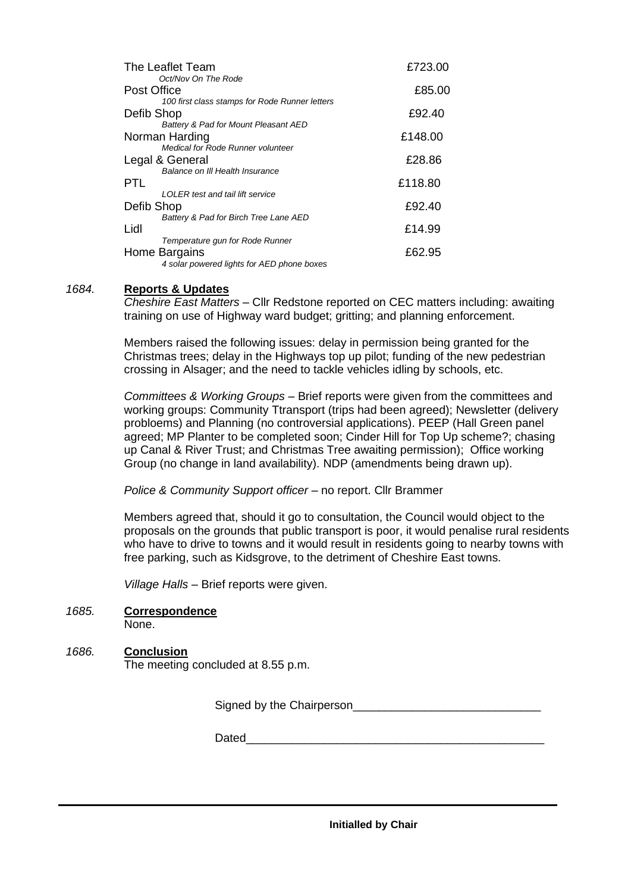| | |
|---|---|
| The Leaflet Team<br>*Oct/Nov On The Rode* | £723.00 |
| Post Office<br>*100 first class stamps for Rode Runner letters* | £85.00 |
| Defib Shop<br>*Battery & Pad for Mount Pleasant AED* | £92.40 |
| Norman Harding<br>*Medical for Rode Runner volunteer* | £148.00 |
| Legal & General<br>*Balance on Ill Health Insurance* | £28.86 |
| PTL<br>*LOLER test and tail lift service* | £118.80 |
| Defib Shop<br>*Battery & Pad for Birch Tree Lane AED* | £92.40 |
| Lidl<br>*Temperature gun for Rode Runner* | £14.99 |
| Home Bargains<br>*4 solar powered lights for AED phone boxes* | £62.95 |

*1684.* **Reports & Updates**

*Cheshire East Matters* – Cllr Redstone reported on CEC matters including: awaiting training on use of Highway ward budget; gritting; and planning enforcement.

Members raised the following issues: delay in permission being granted for the Christmas trees; delay in the Highways top up pilot; funding of the new pedestrian crossing in Alsager; and the need to tackle vehicles idling by schools, etc.

*Committees & Working Groups* – Brief reports were given from the committees and working groups: Community Ttransport (trips had been agreed); Newsletter (delivery probloems) and Planning (no controversial applications). PEEP (Hall Green panel agreed; MP Planter to be completed soon; Cinder Hill for Top Up scheme?; chasing up Canal & River Trust; and Christmas Tree awaiting permission); Office working Group (no change in land availability). NDP (amendments being drawn up).

*Police & Community Support officer* – no report. Cllr Brammer

Members agreed that, should it go to consultation, the Council would object to the proposals on the grounds that public transport is poor, it would penalise rural residents who have to drive to towns and it would result in residents going to nearby towns with free parking, such as Kidsgrove, to the detriment of Cheshire East towns.

*Village Halls* – Brief reports were given.

*1685.* **Correspondence**

None.

*1686.* **Conclusion**

The meeting concluded at 8.55 p.m.

Signed by the Chairperson_____________________________

Dated_______________________________________________

**Initialled by Chair**